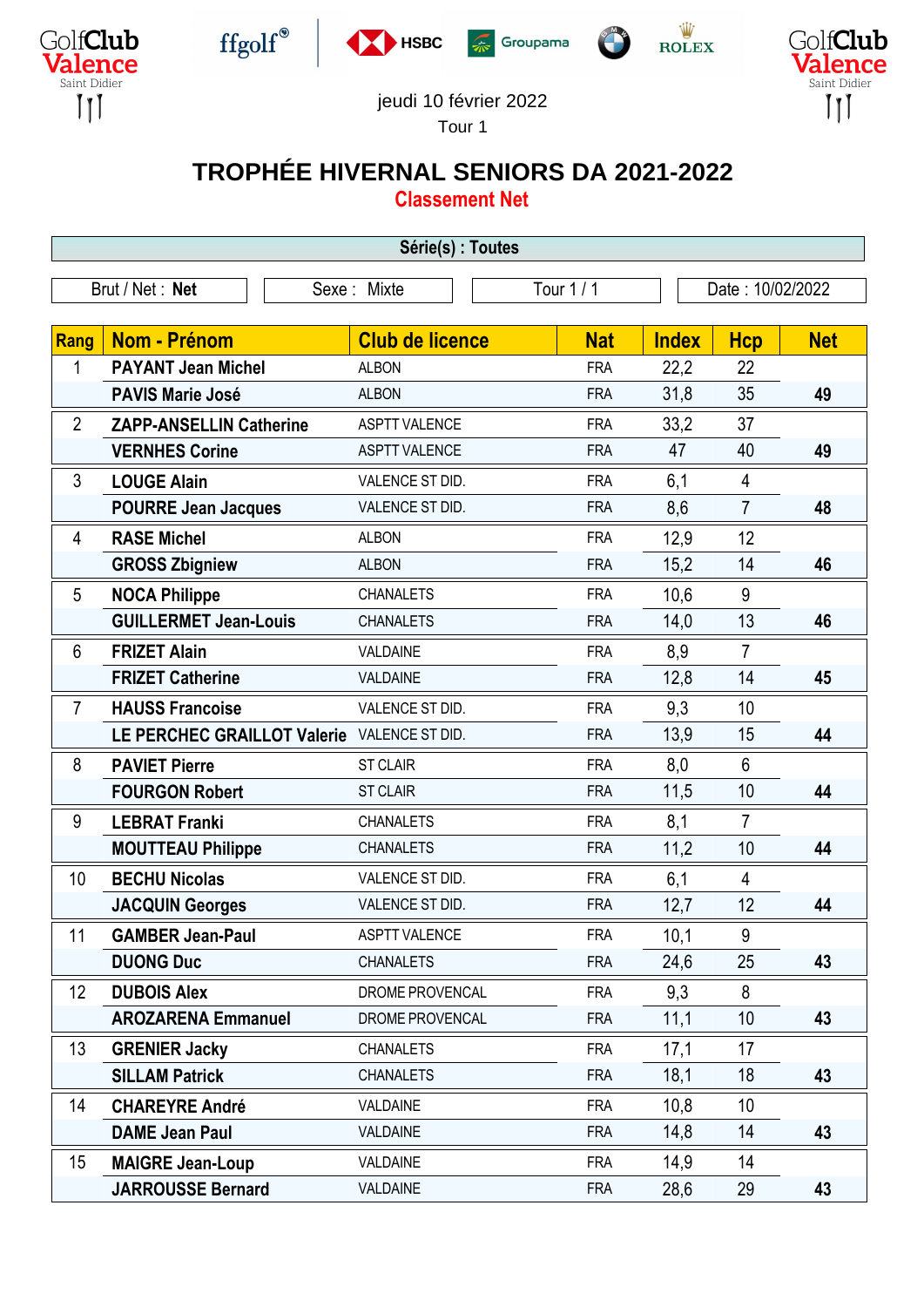GolfClub Valence Saint Didier

ffgolf HSBC Groupama ROLEX

jeudi 10 février 2022

Tour 1

# TROPHÉE HIVERNAL SENIORS DA 2021-2022

## Classement Net

**Série(s) : Toutes**

| Brut / Net : **Net** | Sexe : Mixte | Tour 1 / 1 | Date : 10/02/2022 |
|---|---|---|---|

| Rang | Nom - Prénom | Club de licence | Nat | Index | Hcp | Net |
|---|---|---|---|---|---|---|
| 1 | **PAYANT Jean Michel** | ALBON | FRA | 22,2 | 22 | |
| | **PAVIS Marie José** | ALBON | FRA | 31,8 | 35 | **49** |
| 2 | **ZAPP-ANSELLIN Catherine** | ASPTT VALENCE | FRA | 33,2 | 37 | |
| | **VERNHES Corine** | ASPTT VALENCE | FRA | 47 | 40 | **49** |
| 3 | **LOUGE Alain** | VALENCE ST DID. | FRA | 6,1 | 4 | |
| | **POURRE Jean Jacques** | VALENCE ST DID. | FRA | 8,6 | 7 | **48** |
| 4 | **RASE Michel** | ALBON | FRA | 12,9 | 12 | |
| | **GROSS Zbigniew** | ALBON | FRA | 15,2 | 14 | **46** |
| 5 | **NOCA Philippe** | CHANALETS | FRA | 10,6 | 9 | |
| | **GUILLERMET Jean-Louis** | CHANALETS | FRA | 14,0 | 13 | **46** |
| 6 | **FRIZET Alain** | VALDAINE | FRA | 8,9 | 7 | |
| | **FRIZET Catherine** | VALDAINE | FRA | 12,8 | 14 | **45** |
| 7 | **HAUSS Francoise** | VALENCE ST DID. | FRA | 9,3 | 10 | |
| | **LE PERCHEC GRAILLOT Valerie** | VALENCE ST DID. | FRA | 13,9 | 15 | **44** |
| 8 | **PAVIET Pierre** | ST CLAIR | FRA | 8,0 | 6 | |
| | **FOURGON Robert** | ST CLAIR | FRA | 11,5 | 10 | **44** |
| 9 | **LEBRAT Franki** | CHANALETS | FRA | 8,1 | 7 | |
| | **MOUTTEAU Philippe** | CHANALETS | FRA | 11,2 | 10 | **44** |
| 10 | **BECHU Nicolas** | VALENCE ST DID. | FRA | 6,1 | 4 | |
| | **JACQUIN Georges** | VALENCE ST DID. | FRA | 12,7 | 12 | **44** |
| 11 | **GAMBER Jean-Paul** | ASPTT VALENCE | FRA | 10,1 | 9 | |
| | **DUONG Duc** | CHANALETS | FRA | 24,6 | 25 | **43** |
| 12 | **DUBOIS Alex** | DROME PROVENCAL | FRA | 9,3 | 8 | |
| | **AROZARENA Emmanuel** | DROME PROVENCAL | FRA | 11,1 | 10 | **43** |
| 13 | **GRENIER Jacky** | CHANALETS | FRA | 17,1 | 17 | |
| | **SILLAM Patrick** | CHANALETS | FRA | 18,1 | 18 | **43** |
| 14 | **CHAREYRE André** | VALDAINE | FRA | 10,8 | 10 | |
| | **DAME Jean Paul** | VALDAINE | FRA | 14,8 | 14 | **43** |
| 15 | **MAIGRE Jean-Loup** | VALDAINE | FRA | 14,9 | 14 | |
| | **JARROUSSE Bernard** | VALDAINE | FRA | 28,6 | 29 | **43** |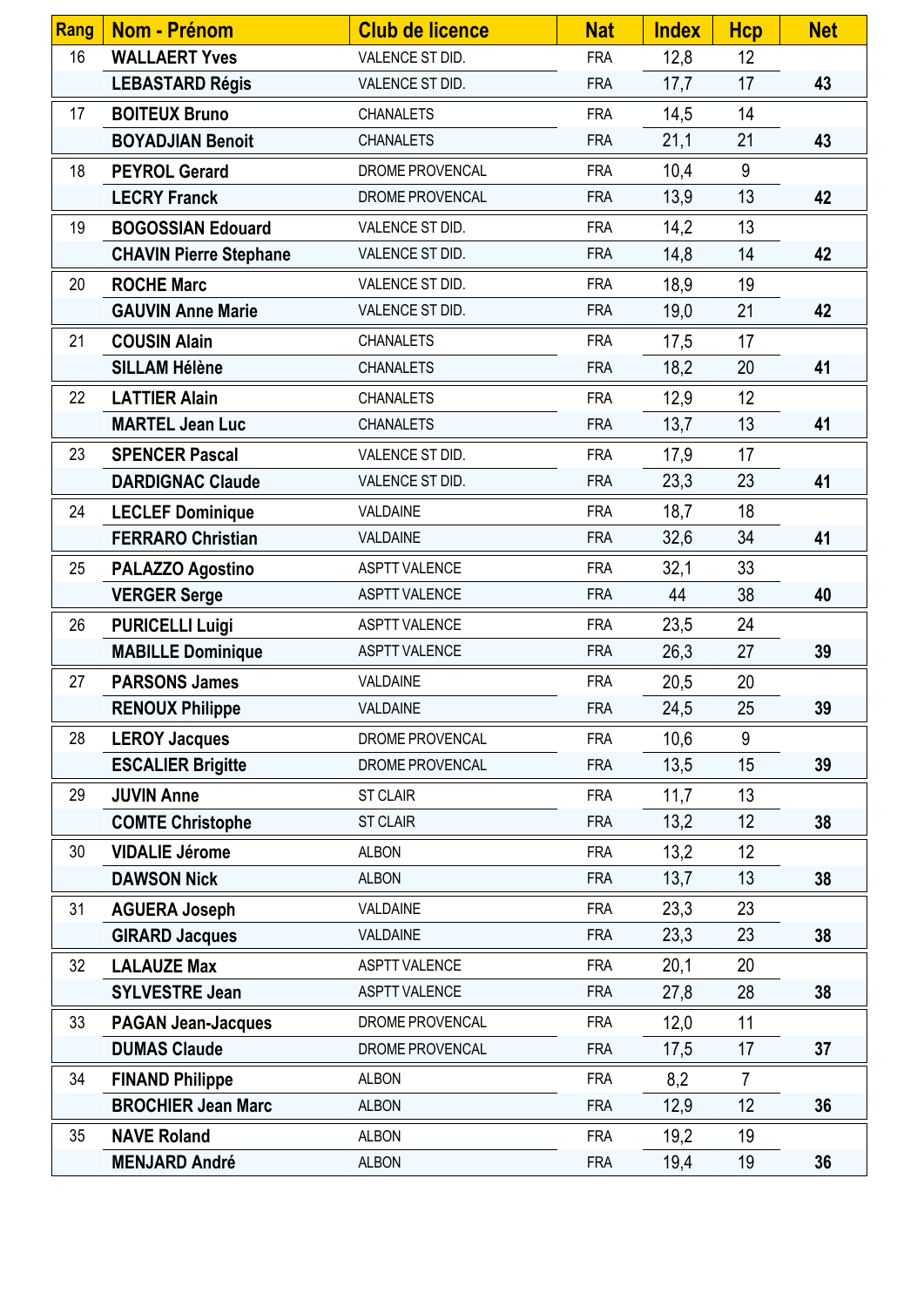| Rang | Nom - Prénom | Club de licence | Nat | Index | Hcp | Net |
|---|---|---|---|---|---|---|
| 16 | WALLAERT Yves | VALENCE ST DID. | FRA | 12,8 | 12 | |
| | LEBASTARD Régis | VALENCE ST DID. | FRA | 17,7 | 17 | 43 |
| 17 | BOITEUX Bruno | CHANALETS | FRA | 14,5 | 14 | |
| | BOYADJIAN Benoit | CHANALETS | FRA | 21,1 | 21 | 43 |
| 18 | PEYROL Gerard | DROME PROVENCAL | FRA | 10,4 | 9 | |
| | LECRY Franck | DROME PROVENCAL | FRA | 13,9 | 13 | 42 |
| 19 | BOGOSSIAN Edouard | VALENCE ST DID. | FRA | 14,2 | 13 | |
| | CHAVIN Pierre Stephane | VALENCE ST DID. | FRA | 14,8 | 14 | 42 |
| 20 | ROCHE Marc | VALENCE ST DID. | FRA | 18,9 | 19 | |
| | GAUVIN Anne Marie | VALENCE ST DID. | FRA | 19,0 | 21 | 42 |
| 21 | COUSIN Alain | CHANALETS | FRA | 17,5 | 17 | |
| | SILLAM Hélène | CHANALETS | FRA | 18,2 | 20 | 41 |
| 22 | LATTIER Alain | CHANALETS | FRA | 12,9 | 12 | |
| | MARTEL Jean Luc | CHANALETS | FRA | 13,7 | 13 | 41 |
| 23 | SPENCER Pascal | VALENCE ST DID. | FRA | 17,9 | 17 | |
| | DARDIGNAC Claude | VALENCE ST DID. | FRA | 23,3 | 23 | 41 |
| 24 | LECLEF Dominique | VALDAINE | FRA | 18,7 | 18 | |
| | FERRARO Christian | VALDAINE | FRA | 32,6 | 34 | 41 |
| 25 | PALAZZO Agostino | ASPTT VALENCE | FRA | 32,1 | 33 | |
| | VERGER Serge | ASPTT VALENCE | FRA | 44 | 38 | 40 |
| 26 | PURICELLI Luigi | ASPTT VALENCE | FRA | 23,5 | 24 | |
| | MABILLE Dominique | ASPTT VALENCE | FRA | 26,3 | 27 | 39 |
| 27 | PARSONS James | VALDAINE | FRA | 20,5 | 20 | |
| | RENOUX Philippe | VALDAINE | FRA | 24,5 | 25 | 39 |
| 28 | LEROY Jacques | DROME PROVENCAL | FRA | 10,6 | 9 | |
| | ESCALIER Brigitte | DROME PROVENCAL | FRA | 13,5 | 15 | 39 |
| 29 | JUVIN Anne | ST CLAIR | FRA | 11,7 | 13 | |
| | COMTE Christophe | ST CLAIR | FRA | 13,2 | 12 | 38 |
| 30 | VIDALIE Jérome | ALBON | FRA | 13,2 | 12 | |
| | DAWSON Nick | ALBON | FRA | 13,7 | 13 | 38 |
| 31 | AGUERA Joseph | VALDAINE | FRA | 23,3 | 23 | |
| | GIRARD Jacques | VALDAINE | FRA | 23,3 | 23 | 38 |
| 32 | LALAUZE Max | ASPTT VALENCE | FRA | 20,1 | 20 | |
| | SYLVESTRE Jean | ASPTT VALENCE | FRA | 27,8 | 28 | 38 |
| 33 | PAGAN Jean-Jacques | DROME PROVENCAL | FRA | 12,0 | 11 | |
| | DUMAS Claude | DROME PROVENCAL | FRA | 17,5 | 17 | 37 |
| 34 | FINAND Philippe | ALBON | FRA | 8,2 | 7 | |
| | BROCHIER Jean Marc | ALBON | FRA | 12,9 | 12 | 36 |
| 35 | NAVE Roland | ALBON | FRA | 19,2 | 19 | |
| | MENJARD André | ALBON | FRA | 19,4 | 19 | 36 |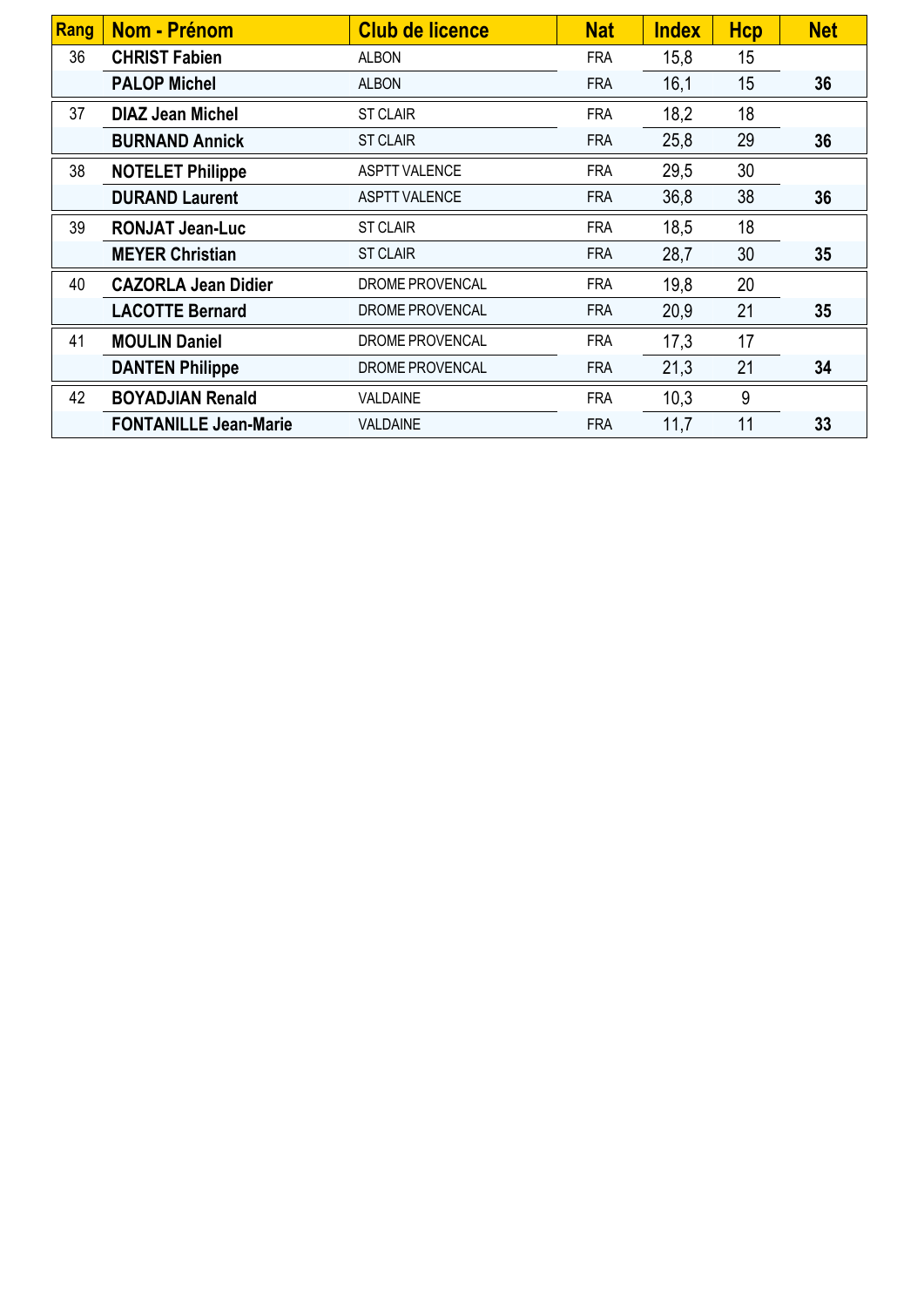| Rang | Nom - Prénom | Club de licence | Nat | Index | Hcp | Net |
|---|---|---|---|---|---|---|
| 36 | **CHRIST Fabien** | ALBON | FRA | 15,8 | 15 | |
| | **PALOP Michel** | ALBON | FRA | 16,1 | 15 | **36** |
| 37 | **DIAZ Jean Michel** | ST CLAIR | FRA | 18,2 | 18 | |
| | **BURNAND Annick** | ST CLAIR | FRA | 25,8 | 29 | **36** |
| 38 | **NOTELET Philippe** | ASPTT VALENCE | FRA | 29,5 | 30 | |
| | **DURAND Laurent** | ASPTT VALENCE | FRA | 36,8 | 38 | **36** |
| 39 | **RONJAT Jean-Luc** | ST CLAIR | FRA | 18,5 | 18 | |
| | **MEYER Christian** | ST CLAIR | FRA | 28,7 | 30 | **35** |
| 40 | **CAZORLA Jean Didier** | DROME PROVENCAL | FRA | 19,8 | 20 | |
| | **LACOTTE Bernard** | DROME PROVENCAL | FRA | 20,9 | 21 | **35** |
| 41 | **MOULIN Daniel** | DROME PROVENCAL | FRA | 17,3 | 17 | |
| | **DANTEN Philippe** | DROME PROVENCAL | FRA | 21,3 | 21 | **34** |
| 42 | **BOYADJIAN Renald** | VALDAINE | FRA | 10,3 | 9 | |
| | **FONTANILLE Jean-Marie** | VALDAINE | FRA | 11,7 | 11 | **33** |